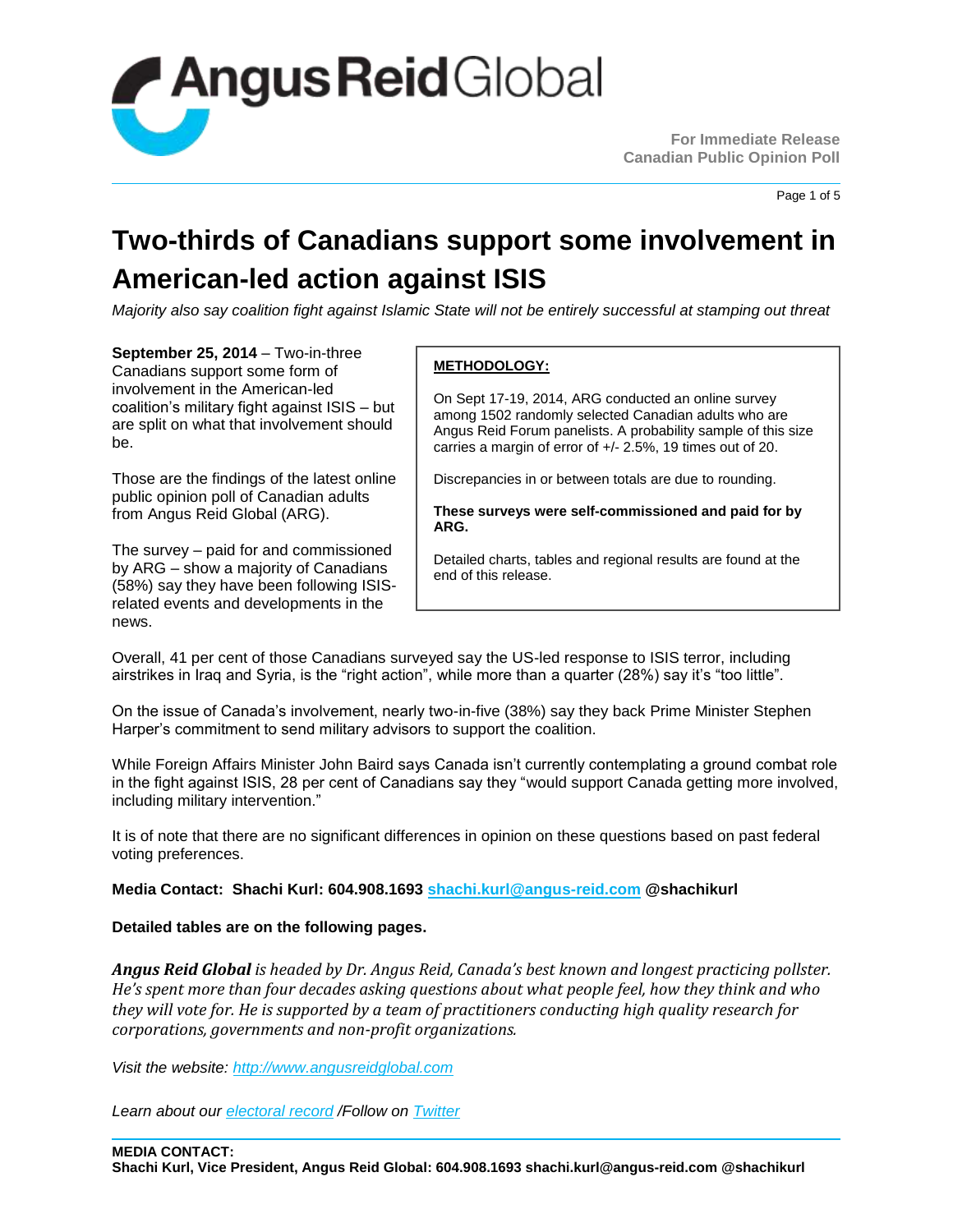For Immediate Release
Canadian Public Opinion Poll

# Two-thirds of Canadians support some involvement in American-led action against ISIS

*Majority also say coalition fight against Islamic State will not be entirely successful at stamping out threat*

**September 25, 2014** – Two-in-three Canadians support some form of involvement in the American-led coalition's military fight against ISIS – but are split on what that involvement should be.

Those are the findings of the latest online public opinion poll of Canadian adults from Angus Reid Global (ARG).

The survey – paid for and commissioned by ARG – show a majority of Canadians (58%) say they have been following ISIS-related events and developments in the news.

**METHODOLOGY:**

On Sept 17-19, 2014, ARG conducted an online survey among 1502 randomly selected Canadian adults who are Angus Reid Forum panelists. A probability sample of this size carries a margin of error of +/- 2.5%, 19 times out of 20.

Discrepancies in or between totals are due to rounding.

**These surveys were self-commissioned and paid for by ARG.**

Detailed charts, tables and regional results are found at the end of this release.

Overall, 41 per cent of those Canadians surveyed say the US-led response to ISIS terror, including airstrikes in Iraq and Syria, is the "right action", while more than a quarter (28%) say it's "too little".

On the issue of Canada's involvement, nearly two-in-five (38%) say they back Prime Minister Stephen Harper's commitment to send military advisors to support the coalition.

While Foreign Affairs Minister John Baird says Canada isn't currently contemplating a ground combat role in the fight against ISIS, 28 per cent of Canadians say they "would support Canada getting more involved, including military intervention."

It is of note that there are no significant differences in opinion on these questions based on past federal voting preferences.

**Media Contact: Shachi Kurl: 604.908.1693 shachi.kurl@angus-reid.com @shachikurl**

**Detailed tables are on the following pages.**

***Angus Reid Global*** *is headed by Dr. Angus Reid, Canada's best known and longest practicing pollster. He's spent more than four decades asking questions about what people feel, how they think and who they will vote for. He is supported by a team of practitioners conducting high quality research for corporations, governments and non-profit organizations.*

*Visit the website: http://www.angusreidglobal.com*

*Learn about our electoral record /Follow on Twitter*

**MEDIA CONTACT:**
**Shachi Kurl, Vice President, Angus Reid Global: 604.908.1693 shachi.kurl@angus-reid.com @shachikurl**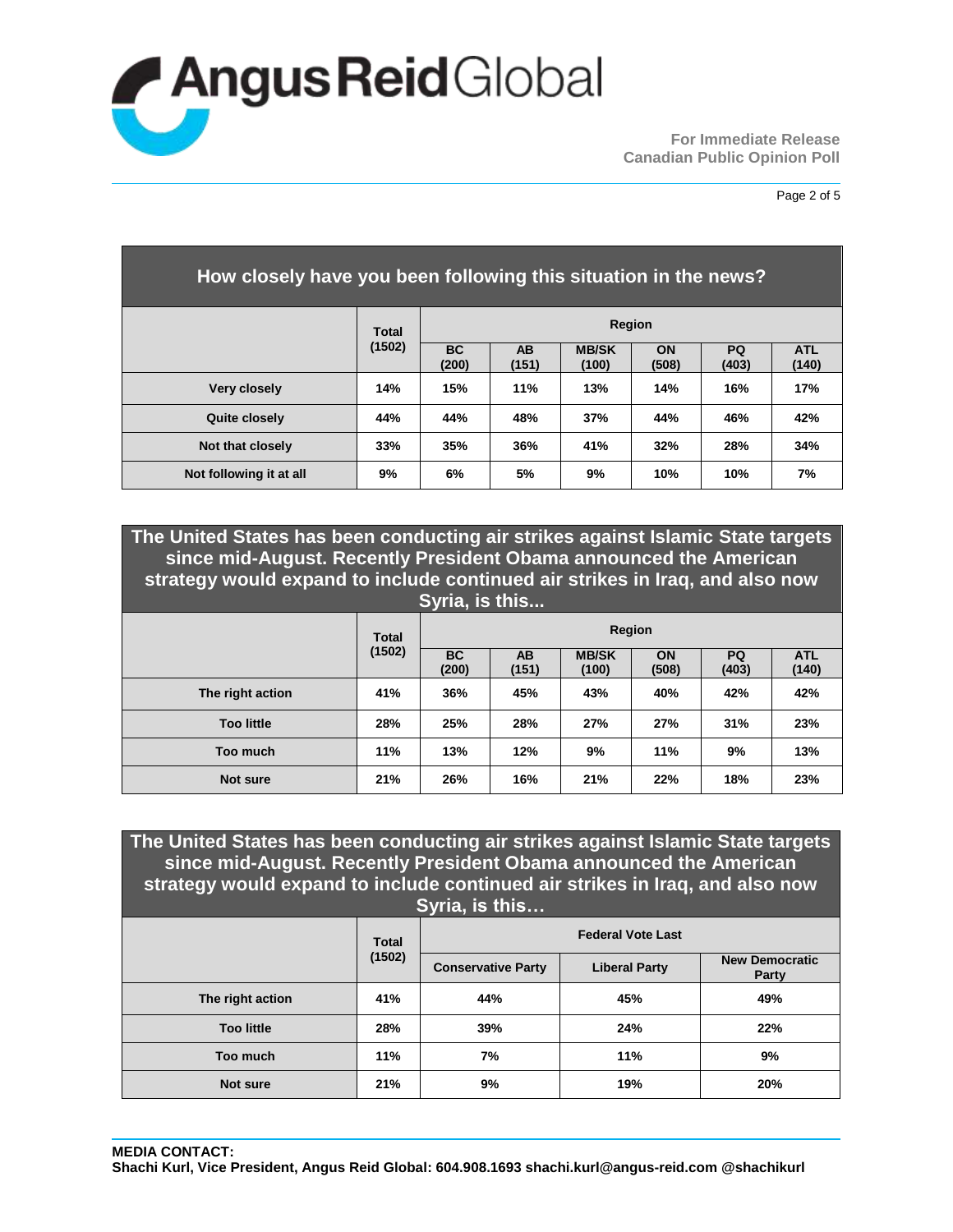| How closely have you been following this situation in the news? | | | | | | | |
|---|---|---|---|---|---|---|---|
| | Total (1502) | Region | | | | | |
| | | BC (200) | AB (151) | MB/SK (100) | ON (508) | PQ (403) | ATL (140) |
| Very closely | 14% | 15% | 11% | 13% | 14% | 16% | 17% |
| Quite closely | 44% | 44% | 48% | 37% | 44% | 46% | 42% |
| Not that closely | 33% | 35% | 36% | 41% | 32% | 28% | 34% |
| Not following it at all | 9% | 6% | 5% | 9% | 10% | 10% | 7% |

| The United States has been conducting air strikes against Islamic State targets since mid-August. Recently President Obama announced the American strategy would expand to include continued air strikes in Iraq, and also now Syria, is this... | | | | | | | |
|---|---|---|---|---|---|---|---|
| | Total (1502) | Region | | | | | |
| | | BC (200) | AB (151) | MB/SK (100) | ON (508) | PQ (403) | ATL (140) |
| The right action | 41% | 36% | 45% | 43% | 40% | 42% | 42% |
| Too little | 28% | 25% | 28% | 27% | 27% | 31% | 23% |
| Too much | 11% | 13% | 12% | 9% | 11% | 9% | 13% |
| Not sure | 21% | 26% | 16% | 21% | 22% | 18% | 23% |

| The United States has been conducting air strikes against Islamic State targets since mid-August. Recently President Obama announced the American strategy would expand to include continued air strikes in Iraq, and also now Syria, is this… | | | | |
|---|---|---|---|---|
| | Total (1502) | Federal Vote Last | | |
| | | Conservative Party | Liberal Party | New Democratic Party |
| The right action | 41% | 44% | 45% | 49% |
| Too little | 28% | 39% | 24% | 22% |
| Too much | 11% | 7% | 11% | 9% |
| Not sure | 21% | 9% | 19% | 20% |

**MEDIA CONTACT:**
**Shachi Kurl, Vice President, Angus Reid Global: 604.908.1693 shachi.kurl@angus-reid.com @shachikurl**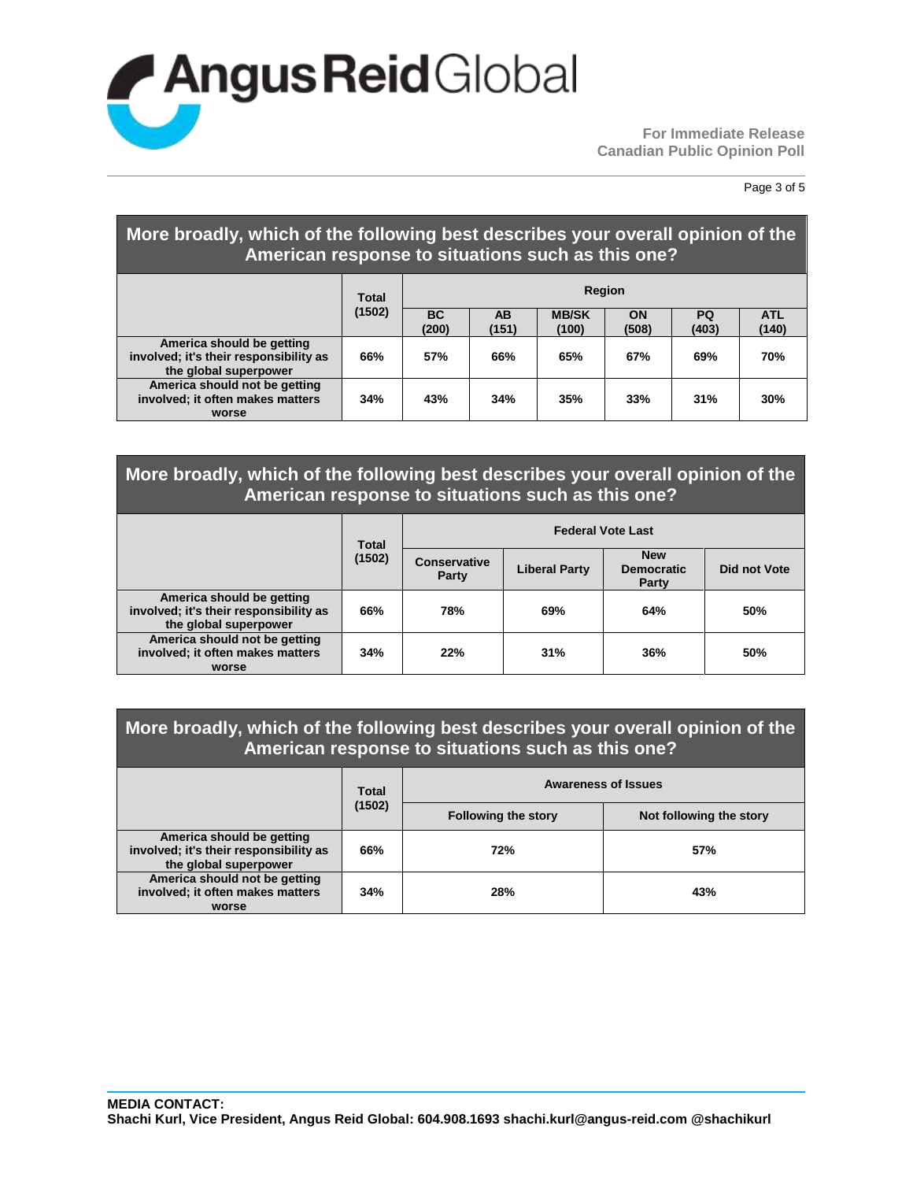## More broadly, which of the following best describes your overall opinion of the American response to situations such as this one?

| | Total (1502) | Region | | | | | |
|---|---|---|---|---|---|---|---|
| | | BC (200) | AB (151) | MB/SK (100) | ON (508) | PQ (403) | ATL (140) |
| America should be getting involved; it's their responsibility as the global superpower | 66% | 57% | 66% | 65% | 67% | 69% | 70% |
| America should not be getting involved; it often makes matters worse | 34% | 43% | 34% | 35% | 33% | 31% | 30% |

## More broadly, which of the following best describes your overall opinion of the American response to situations such as this one?

| | Total (1502) | Federal Vote Last | | | |
|---|---|---|---|---|---|
| | | Conservative Party | Liberal Party | New Democratic Party | Did not Vote |
| America should be getting involved; it's their responsibility as the global superpower | 66% | 78% | 69% | 64% | 50% |
| America should not be getting involved; it often makes matters worse | 34% | 22% | 31% | 36% | 50% |

## More broadly, which of the following best describes your overall opinion of the American response to situations such as this one?

| | Total (1502) | Awareness of Issues | |
|---|---|---|---|
| | | Following the story | Not following the story |
| America should be getting involved; it's their responsibility as the global superpower | 66% | 72% | 57% |
| America should not be getting involved; it often makes matters worse | 34% | 28% | 43% |

**MEDIA CONTACT:**
**Shachi Kurl, Vice President, Angus Reid Global: 604.908.1693 shachi.kurl@angus-reid.com @shachikurl**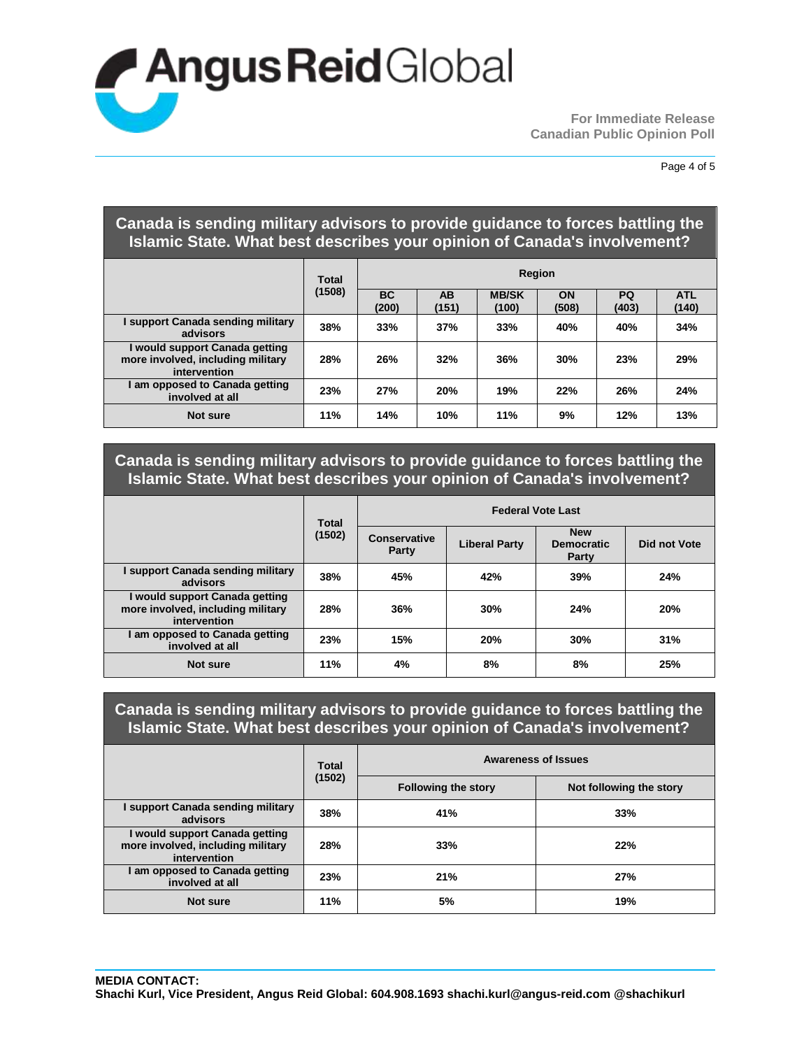## Canada is sending military advisors to provide guidance to forces battling the Islamic State. What best describes your opinion of Canada's involvement?

| | Total (1508) | Region | | | | | |
|---|---|---|---|---|---|---|---|
| | | BC (200) | AB (151) | MB/SK (100) | ON (508) | PQ (403) | ATL (140) |
| I support Canada sending military advisors | 38% | 33% | 37% | 33% | 40% | 40% | 34% |
| I would support Canada getting more involved, including military intervention | 28% | 26% | 32% | 36% | 30% | 23% | 29% |
| I am opposed to Canada getting involved at all | 23% | 27% | 20% | 19% | 22% | 26% | 24% |
| Not sure | 11% | 14% | 10% | 11% | 9% | 12% | 13% |

## Canada is sending military advisors to provide guidance to forces battling the Islamic State. What best describes your opinion of Canada's involvement?

| | Total (1502) | Federal Vote Last | | | |
|---|---|---|---|---|---|
| | | Conservative Party | Liberal Party | New Democratic Party | Did not Vote |
| I support Canada sending military advisors | 38% | 45% | 42% | 39% | 24% |
| I would support Canada getting more involved, including military intervention | 28% | 36% | 30% | 24% | 20% |
| I am opposed to Canada getting involved at all | 23% | 15% | 20% | 30% | 31% |
| Not sure | 11% | 4% | 8% | 8% | 25% |

## Canada is sending military advisors to provide guidance to forces battling the Islamic State. What best describes your opinion of Canada's involvement?

| | Total (1502) | Awareness of Issues | |
|---|---|---|---|
| | | Following the story | Not following the story |
| I support Canada sending military advisors | 38% | 41% | 33% |
| I would support Canada getting more involved, including military intervention | 28% | 33% | 22% |
| I am opposed to Canada getting involved at all | 23% | 21% | 27% |
| Not sure | 11% | 5% | 19% |

**MEDIA CONTACT:**
**Shachi Kurl, Vice President, Angus Reid Global: 604.908.1693 shachi.kurl@angus-reid.com @shachikurl**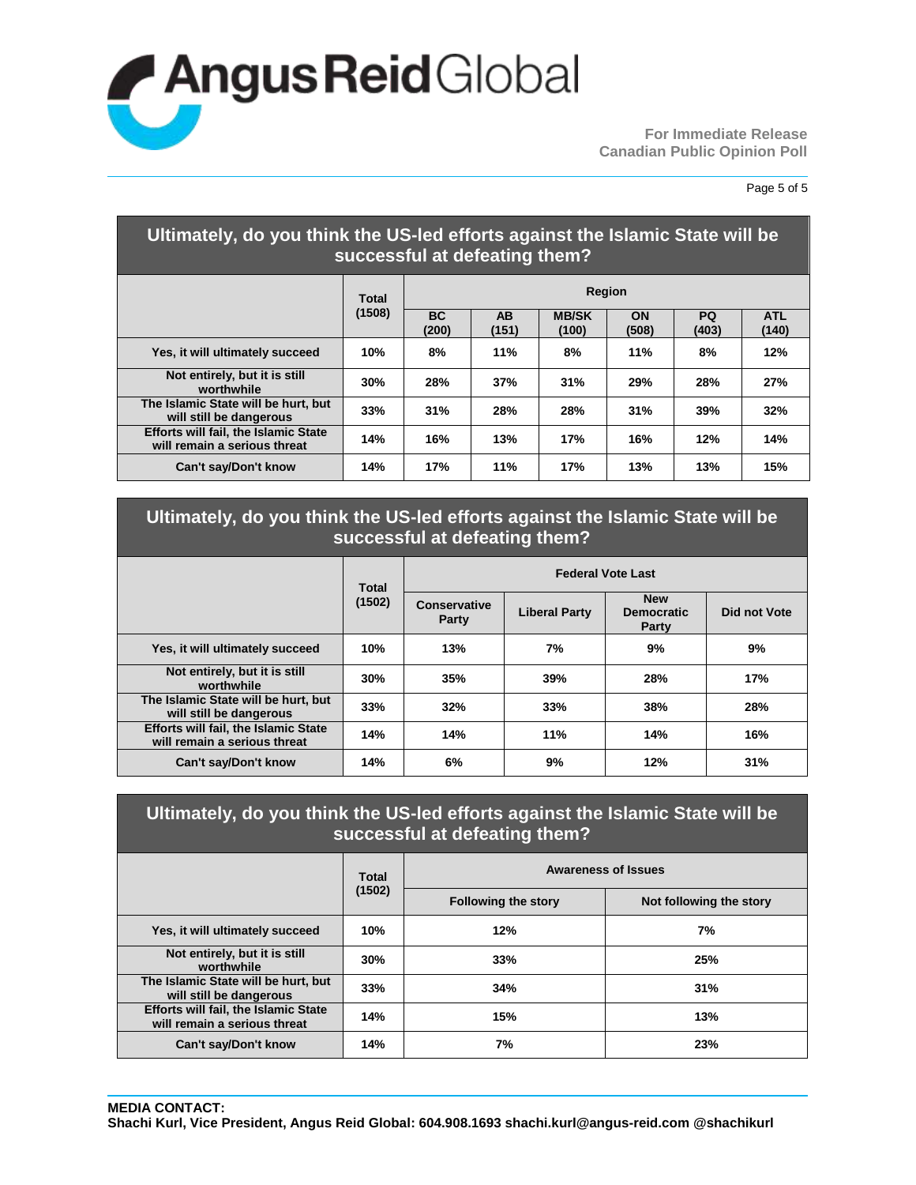**For Immediate Release**
**Canadian Public Opinion Poll**

## Ultimately, do you think the US-led efforts against the Islamic State will be successful at defeating them?

| | Total (1508) | Region | | | | | |
|---|---|---|---|---|---|---|---|
| | | BC (200) | AB (151) | MB/SK (100) | ON (508) | PQ (403) | ATL (140) |
| Yes, it will ultimately succeed | 10% | 8% | 11% | 8% | 11% | 8% | 12% |
| Not entirely, but it is still worthwhile | 30% | 28% | 37% | 31% | 29% | 28% | 27% |
| The Islamic State will be hurt, but will still be dangerous | 33% | 31% | 28% | 28% | 31% | 39% | 32% |
| Efforts will fail, the Islamic State will remain a serious threat | 14% | 16% | 13% | 17% | 16% | 12% | 14% |
| Can't say/Don't know | 14% | 17% | 11% | 17% | 13% | 13% | 15% |

## Ultimately, do you think the US-led efforts against the Islamic State will be successful at defeating them?

| | Total (1502) | Federal Vote Last | | | |
|---|---|---|---|---|---|
| | | Conservative Party | Liberal Party | New Democratic Party | Did not Vote |
| Yes, it will ultimately succeed | 10% | 13% | 7% | 9% | 9% |
| Not entirely, but it is still worthwhile | 30% | 35% | 39% | 28% | 17% |
| The Islamic State will be hurt, but will still be dangerous | 33% | 32% | 33% | 38% | 28% |
| Efforts will fail, the Islamic State will remain a serious threat | 14% | 14% | 11% | 14% | 16% |
| Can't say/Don't know | 14% | 6% | 9% | 12% | 31% |

## Ultimately, do you think the US-led efforts against the Islamic State will be successful at defeating them?

| | Total (1502) | Awareness of Issues | |
|---|---|---|---|
| | | Following the story | Not following the story |
| Yes, it will ultimately succeed | 10% | 12% | 7% |
| Not entirely, but it is still worthwhile | 30% | 33% | 25% |
| The Islamic State will be hurt, but will still be dangerous | 33% | 34% | 31% |
| Efforts will fail, the Islamic State will remain a serious threat | 14% | 15% | 13% |
| Can't say/Don't know | 14% | 7% | 23% |

**MEDIA CONTACT:**
**Shachi Kurl, Vice President, Angus Reid Global: 604.908.1693 shachi.kurl@angus-reid.com @shachikurl**